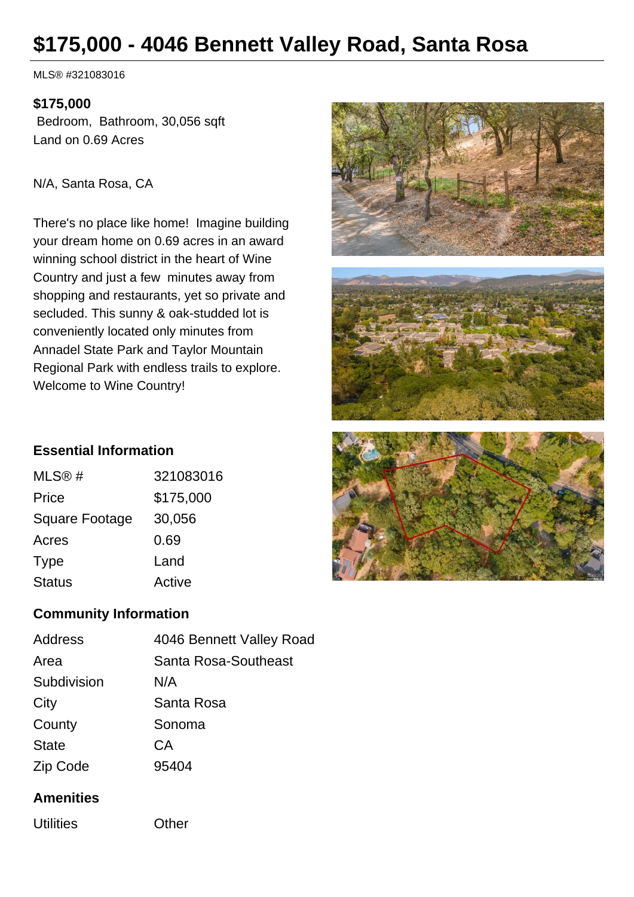# $175,000 - 4046 Bennett Valley Road, Santa Rosa

MLS® #321083016

**$175,000**

Bedroom, Bathroom, 30,056 sqft

Land on 0.69 Acres

N/A, Santa Rosa, CA

There's no place like home! Imagine building your dream home on 0.69 acres in an award winning school district in the heart of Wine Country and just a few minutes away from shopping and restaurants, yet so private and secluded. This sunny & oak-studded lot is conveniently located only minutes from Annadel State Park and Taylor Mountain Regional Park with endless trails to explore. Welcome to Wine Country!

## Essential Information

| | |
|---|---|
| MLS® # | 321083016 |
| Price | $175,000 |
| Square Footage | 30,056 |
| Acres | 0.69 |
| Type | Land |
| Status | Active |

## Community Information

| | |
|---|---|
| Address | 4046 Bennett Valley Road |
| Area | Santa Rosa-Southeast |
| Subdivision | N/A |
| City | Santa Rosa |
| County | Sonoma |
| State | CA |
| Zip Code | 95404 |

## Amenities

| | |
|---|---|
| Utilities | Other |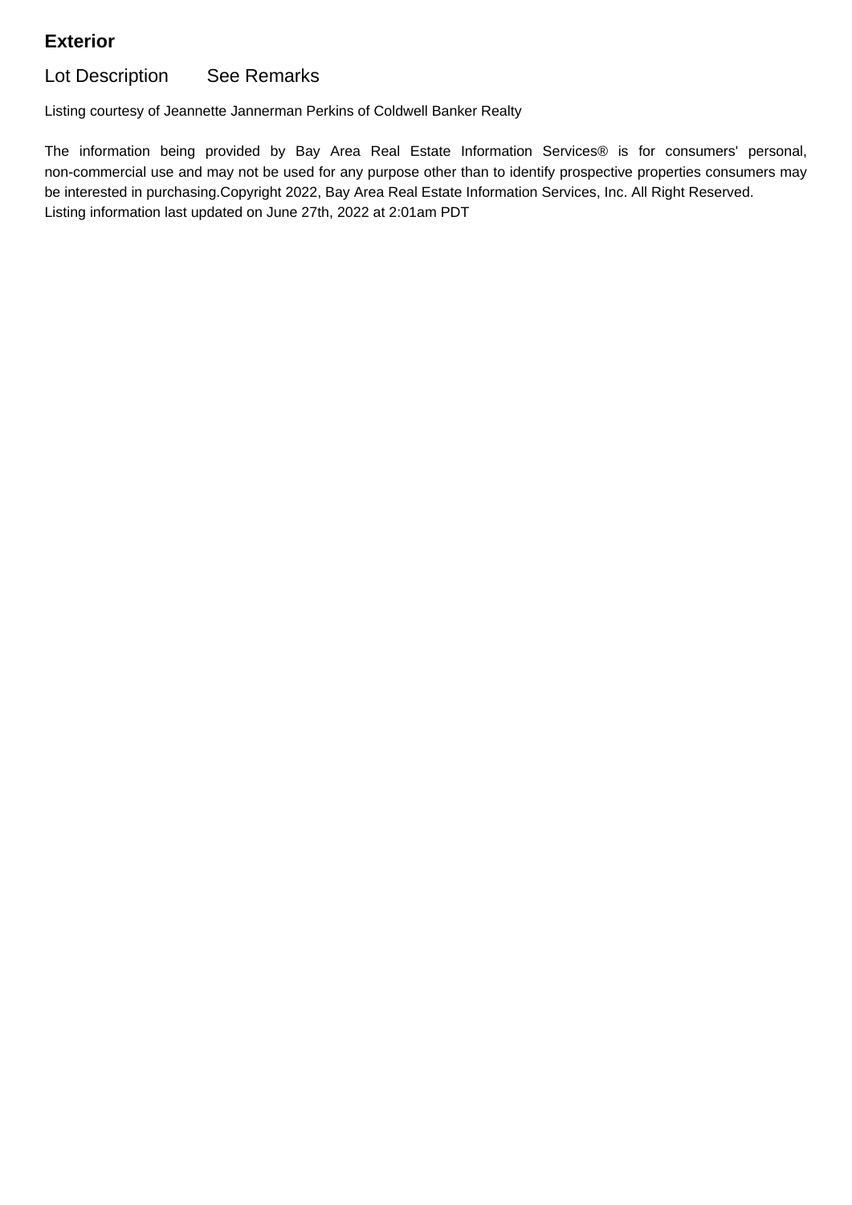## Exterior

| | |
|---|---|
| Lot Description | See Remarks |

Listing courtesy of Jeannette Jannerman Perkins of Coldwell Banker Realty

The information being provided by Bay Area Real Estate Information Services® is for consumers' personal, non-commercial use and may not be used for any purpose other than to identify prospective properties consumers may be interested in purchasing.Copyright 2022, Bay Area Real Estate Information Services, Inc. All Right Reserved.
Listing information last updated on June 27th, 2022 at 2:01am PDT